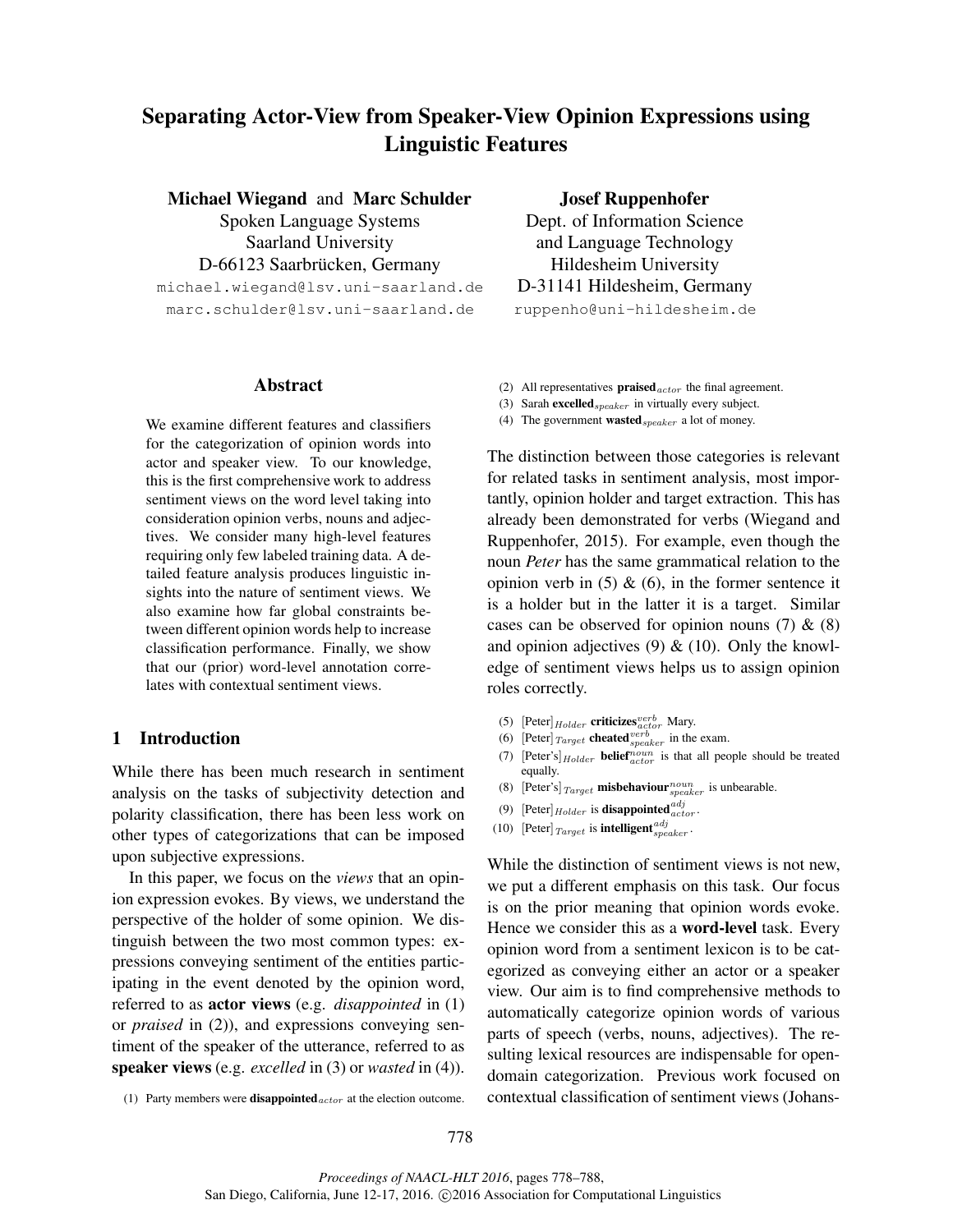# Separating Actor-View from Speaker-View Opinion Expressions using Linguistic Features

**Michael Wiegand** and **Marc Schulder**
Spoken Language Systems
Saarland University
D-66123 Saarbrücken, Germany
michael.wiegand@lsv.uni-saarland.de
marc.schulder@lsv.uni-saarland.de

**Josef Ruppenhofer**
Dept. of Information Science
and Language Technology
Hildesheim University
D-31141 Hildesheim, Germany
ruppenho@uni-hildesheim.de

## Abstract

We examine different features and classifiers for the categorization of opinion words into actor and speaker view. To our knowledge, this is the first comprehensive work to address sentiment views on the word level taking into consideration opinion verbs, nouns and adjectives. We consider many high-level features requiring only few labeled training data. A detailed feature analysis produces linguistic insights into the nature of sentiment views. We also examine how far global constraints between different opinion words help to increase classification performance. Finally, we show that our (prior) word-level annotation correlates with contextual sentiment views.

## 1 Introduction

While there has been much research in sentiment analysis on the tasks of subjectivity detection and polarity classification, there has been less work on other types of categorizations that can be imposed upon subjective expressions.

In this paper, we focus on the *views* that an opinion expression evokes. By views, we understand the perspective of the holder of some opinion. We distinguish between the two most common types: expressions conveying sentiment of the entities participating in the event denoted by the opinion word, referred to as **actor views** (e.g. *disappointed* in (1) or *praised* in (2)), and expressions conveying sentiment of the speaker of the utterance, referred to as **speaker views** (e.g. *excelled* in (3) or *wasted* in (4)).

(1) Party members were **disappointed**$_{actor}$ at the election outcome.
(2) All representatives **praised**$_{actor}$ the final agreement.
(3) Sarah **excelled**$_{speaker}$ in virtually every subject.
(4) The government **wasted**$_{speaker}$ a lot of money.

The distinction between those categories is relevant for related tasks in sentiment analysis, most importantly, opinion holder and target extraction. This has already been demonstrated for verbs (Wiegand and Ruppenhofer, 2015). For example, even though the noun *Peter* has the same grammatical relation to the opinion verb in (5) & (6), in the former sentence it is a holder but in the latter it is a target. Similar cases can be observed for opinion nouns (7) & (8) and opinion adjectives (9) & (10). Only the knowledge of sentiment views helps us to assign opinion roles correctly.

(5) [Peter]$_{Holder}$ **criticizes**$^{verb}_{actor}$ Mary.
(6) [Peter]$_{Target}$ **cheated**$^{verb}_{speaker}$ in the exam.
(7) [Peter's]$_{Holder}$ **belief**$^{noun}_{actor}$ is that all people should be treated equally.
(8) [Peter's]$_{Target}$ **misbehaviour**$^{noun}_{speaker}$ is unbearable.
(9) [Peter]$_{Holder}$ is **disappointed**$^{adj}_{actor}$.
(10) [Peter]$_{Target}$ is **intelligent**$^{adj}_{speaker}$.

While the distinction of sentiment views is not new, we put a different emphasis on this task. Our focus is on the prior meaning that opinion words evoke. Hence we consider this as a **word-level** task. Every opinion word from a sentiment lexicon is to be categorized as conveying either an actor or a speaker view. Our aim is to find comprehensive methods to automatically categorize opinion words of various parts of speech (verbs, nouns, adjectives). The resulting lexical resources are indispensable for open-domain categorization. Previous work focused on contextual classification of sentiment views (Johans-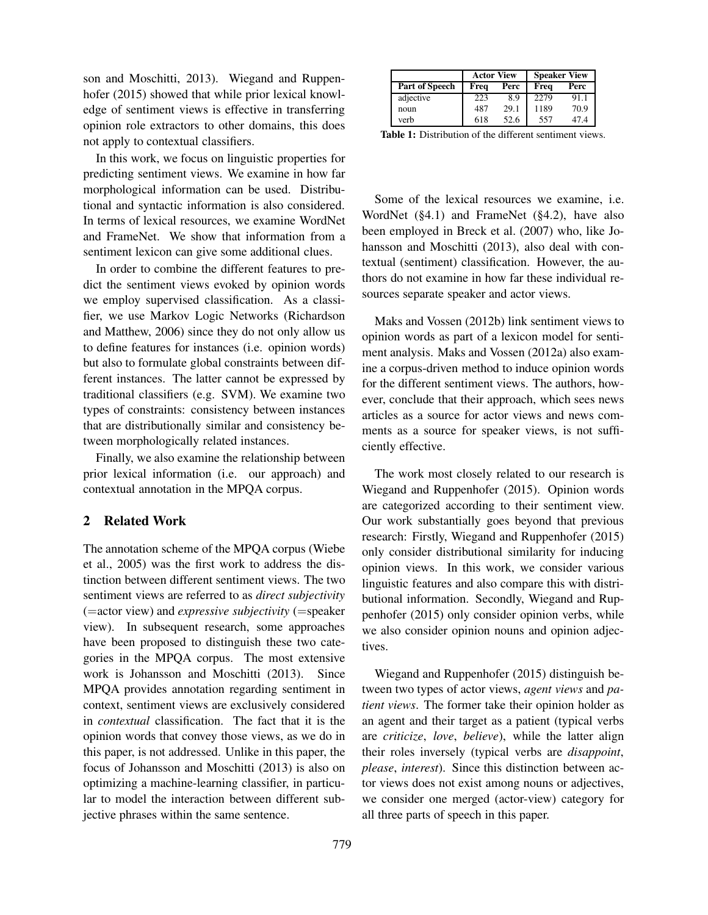son and Moschitti, 2013). Wiegand and Ruppenhofer (2015) showed that while prior lexical knowledge of sentiment views is effective in transferring opinion role extractors to other domains, this does not apply to contextual classifiers.

In this work, we focus on linguistic properties for predicting sentiment views. We examine in how far morphological information can be used. Distributional and syntactic information is also considered. In terms of lexical resources, we examine WordNet and FrameNet. We show that information from a sentiment lexicon can give some additional clues.

In order to combine the different features to predict the sentiment views evoked by opinion words we employ supervised classification. As a classifier, we use Markov Logic Networks (Richardson and Matthew, 2006) since they do not only allow us to define features for instances (i.e. opinion words) but also to formulate global constraints between different instances. The latter cannot be expressed by traditional classifiers (e.g. SVM). We examine two types of constraints: consistency between instances that are distributionally similar and consistency between morphologically related instances.

Finally, we also examine the relationship between prior lexical information (i.e. our approach) and contextual annotation in the MPQA corpus.

## 2 Related Work

The annotation scheme of the MPQA corpus (Wiebe et al., 2005) was the first work to address the distinction between different sentiment views. The two sentiment views are referred to as *direct subjectivity* (=actor view) and *expressive subjectivity* (=speaker view). In subsequent research, some approaches have been proposed to distinguish these two categories in the MPQA corpus. The most extensive work is Johansson and Moschitti (2013). Since MPQA provides annotation regarding sentiment in context, sentiment views are exclusively considered in *contextual* classification. The fact that it is the opinion words that convey those views, as we do in this paper, is not addressed. Unlike in this paper, the focus of Johansson and Moschitti (2013) is also on optimizing a machine-learning classifier, in particular to model the interaction between different subjective phrases within the same sentence.

| | Actor View | | Speaker View | |
|---|---|---|---|---|
| **Part of Speech** | **Freq** | **Perc** | **Freq** | **Perc** |
| adjective | 223 | 8.9 | 2279 | 91.1 |
| noun | 487 | 29.1 | 1189 | 70.9 |
| verb | 618 | 52.6 | 557 | 47.4 |

**Table 1:** Distribution of the different sentiment views.

Some of the lexical resources we examine, i.e. WordNet (§4.1) and FrameNet (§4.2), have also been employed in Breck et al. (2007) who, like Johansson and Moschitti (2013), also deal with contextual (sentiment) classification. However, the authors do not examine in how far these individual resources separate speaker and actor views.

Maks and Vossen (2012b) link sentiment views to opinion words as part of a lexicon model for sentiment analysis. Maks and Vossen (2012a) also examine a corpus-driven method to induce opinion words for the different sentiment views. The authors, however, conclude that their approach, which sees news articles as a source for actor views and news comments as a source for speaker views, is not sufficiently effective.

The work most closely related to our research is Wiegand and Ruppenhofer (2015). Opinion words are categorized according to their sentiment view. Our work substantially goes beyond that previous research: Firstly, Wiegand and Ruppenhofer (2015) only consider distributional similarity for inducing opinion views. In this work, we consider various linguistic features and also compare this with distributional information. Secondly, Wiegand and Ruppenhofer (2015) only consider opinion verbs, while we also consider opinion nouns and opinion adjectives.

Wiegand and Ruppenhofer (2015) distinguish between two types of actor views, *agent views* and *patient views*. The former take their opinion holder as an agent and their target as a patient (typical verbs are *criticize*, *love*, *believe*), while the latter align their roles inversely (typical verbs are *disappoint*, *please*, *interest*). Since this distinction between actor views does not exist among nouns or adjectives, we consider one merged (actor-view) category for all three parts of speech in this paper.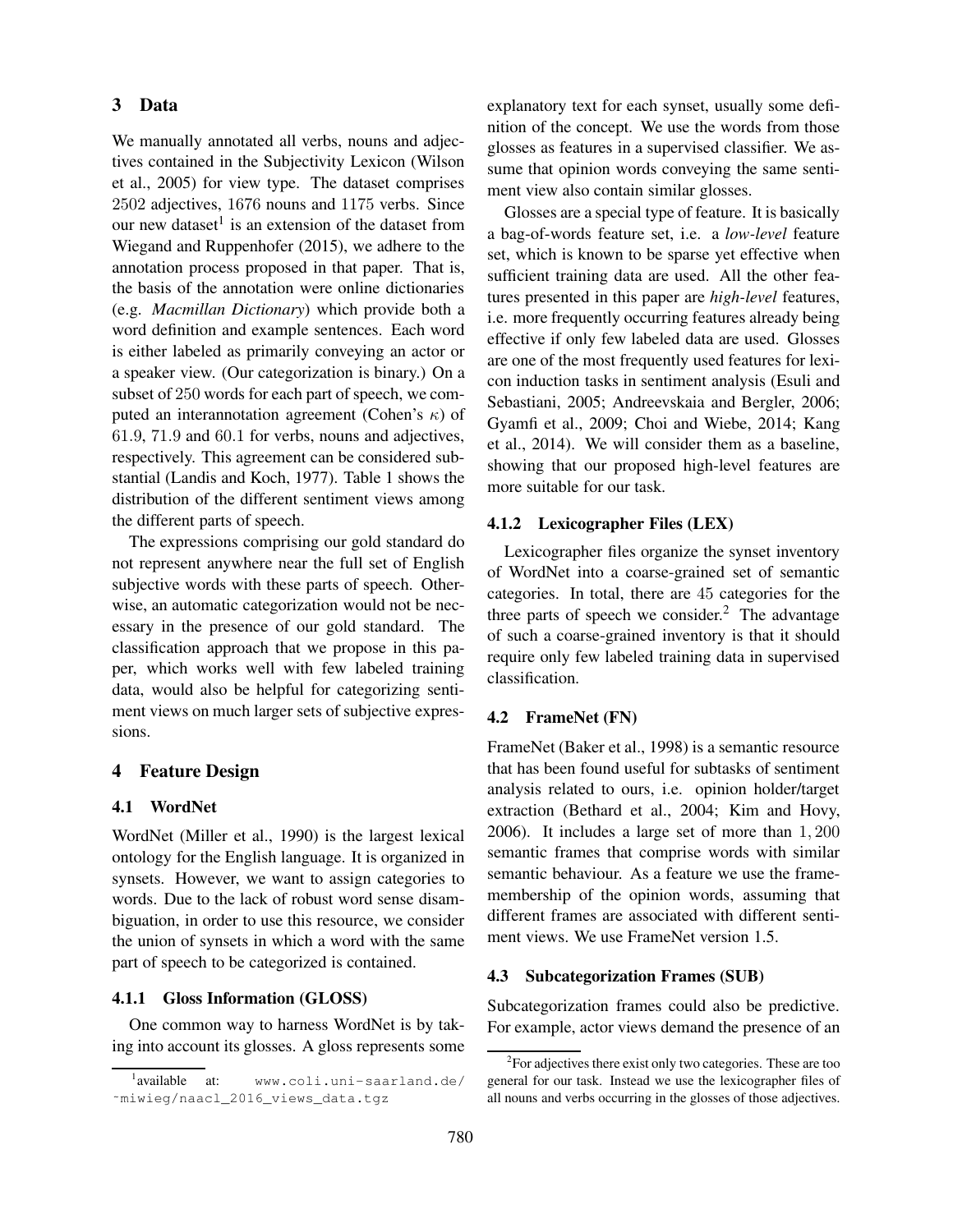## 3 Data

We manually annotated all verbs, nouns and adjectives contained in the Subjectivity Lexicon (Wilson et al., 2005) for view type. The dataset comprises 2502 adjectives, 1676 nouns and 1175 verbs. Since our new dataset[1] is an extension of the dataset from Wiegand and Ruppenhofer (2015), we adhere to the annotation process proposed in that paper. That is, the basis of the annotation were online dictionaries (e.g. *Macmillan Dictionary*) which provide both a word definition and example sentences. Each word is either labeled as primarily conveying an actor or a speaker view. (Our categorization is binary.) On a subset of 250 words for each part of speech, we computed an interannotation agreement (Cohen's $\kappa$) of 61.9, 71.9 and 60.1 for verbs, nouns and adjectives, respectively. This agreement can be considered substantial (Landis and Koch, 1977). Table 1 shows the distribution of the different sentiment views among the different parts of speech.

The expressions comprising our gold standard do not represent anywhere near the full set of English subjective words with these parts of speech. Otherwise, an automatic categorization would not be necessary in the presence of our gold standard. The classification approach that we propose in this paper, which works well with few labeled training data, would also be helpful for categorizing sentiment views on much larger sets of subjective expressions.

## 4 Feature Design

### 4.1 WordNet

WordNet (Miller et al., 1990) is the largest lexical ontology for the English language. It is organized in synsets. However, we want to assign categories to words. Due to the lack of robust word sense disambiguation, in order to use this resource, we consider the union of synsets in which a word with the same part of speech to be categorized is contained.

#### 4.1.1 Gloss Information (GLOSS)

One common way to harness WordNet is by taking into account its glosses. A gloss represents some explanatory text for each synset, usually some definition of the concept. We use the words from those glosses as features in a supervised classifier. We assume that opinion words conveying the same sentiment view also contain similar glosses.

Glosses are a special type of feature. It is basically a bag-of-words feature set, i.e. a *low-level* feature set, which is known to be sparse yet effective when sufficient training data are used. All the other features presented in this paper are *high-level* features, i.e. more frequently occurring features already being effective if only few labeled data are used. Glosses are one of the most frequently used features for lexicon induction tasks in sentiment analysis (Esuli and Sebastiani, 2005; Andreevskaia and Bergler, 2006; Gyamfi et al., 2009; Choi and Wiebe, 2014; Kang et al., 2014). We will consider them as a baseline, showing that our proposed high-level features are more suitable for our task.

#### 4.1.2 Lexicographer Files (LEX)

Lexicographer files organize the synset inventory of WordNet into a coarse-grained set of semantic categories. In total, there are 45 categories for the three parts of speech we consider.[2] The advantage of such a coarse-grained inventory is that it should require only few labeled training data in supervised classification.

### 4.2 FrameNet (FN)

FrameNet (Baker et al., 1998) is a semantic resource that has been found useful for subtasks of sentiment analysis related to ours, i.e. opinion holder/target extraction (Bethard et al., 2004; Kim and Hovy, 2006). It includes a large set of more than 1,200 semantic frames that comprise words with similar semantic behaviour. As a feature we use the frame-membership of the opinion words, assuming that different frames are associated with different sentiment views. We use FrameNet version 1.5.

### 4.3 Subcategorization Frames (SUB)

Subcategorization frames could also be predictive. For example, actor views demand the presence of an

[1] available at: www.coli.uni-saarland.de/~miwieg/naacl_2016_views_data.tgz

[2] For adjectives there exist only two categories. These are too general for our task. Instead we use the lexicographer files of all nouns and verbs occurring in the glosses of those adjectives.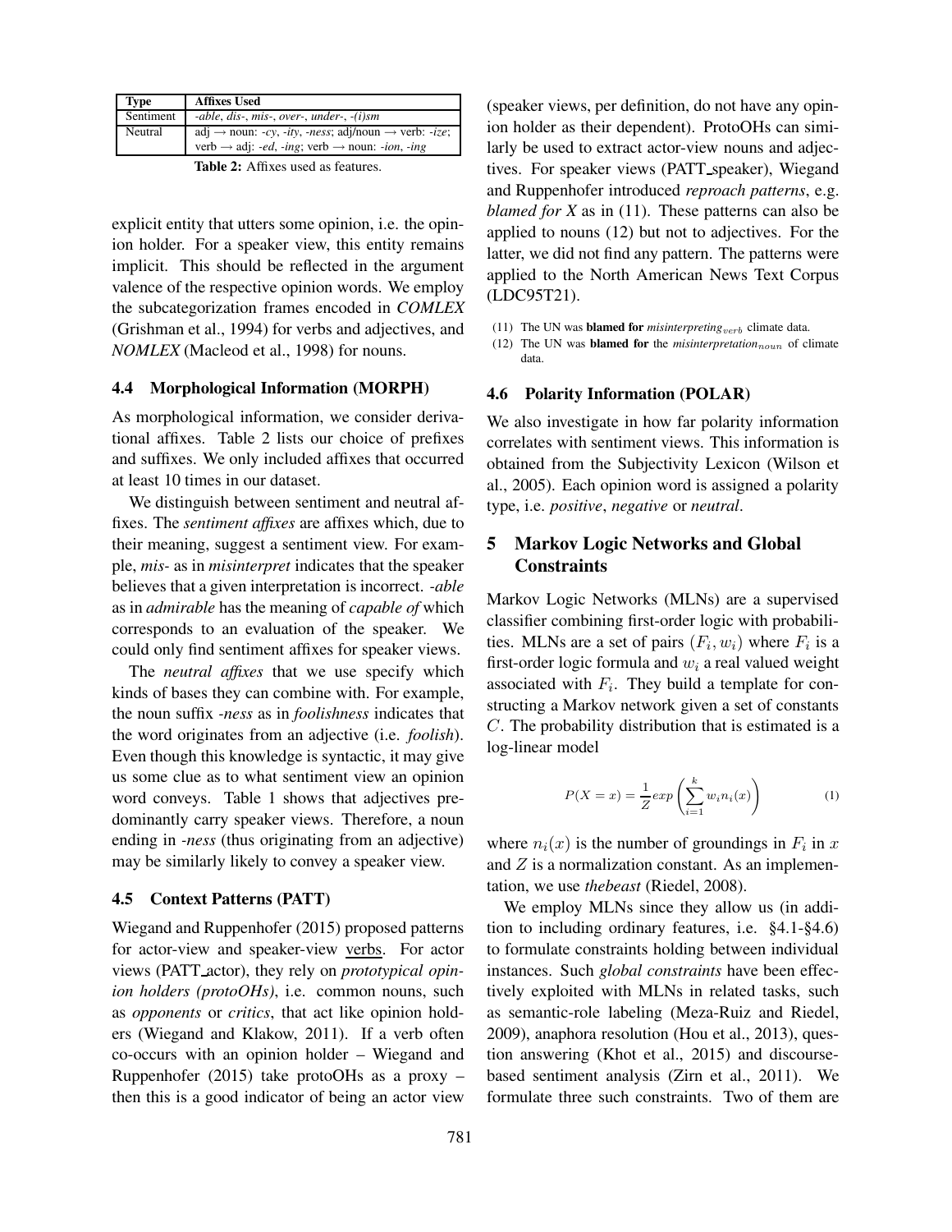| Type | Affixes Used |
|---|---|
| Sentiment | *-able, dis-, mis-, over-, under-, -(i)sm* |
| Neutral | adj → noun: *-cy, -ity, -ness*; adj/noun → verb: *-ize*; verb → adj: *-ed, -ing*; verb → noun: *-ion, -ing* |

**Table 2:** Affixes used as features.

explicit entity that utters some opinion, i.e. the opinion holder. For a speaker view, this entity remains implicit. This should be reflected in the argument valence of the respective opinion words. We employ the subcategorization frames encoded in *COMLEX* (Grishman et al., 1994) for verbs and adjectives, and *NOMLEX* (Macleod et al., 1998) for nouns.

### 4.4 Morphological Information (MORPH)

As morphological information, we consider derivational affixes. Table 2 lists our choice of prefixes and suffixes. We only included affixes that occurred at least 10 times in our dataset.

We distinguish between sentiment and neutral affixes. The *sentiment affixes* are affixes which, due to their meaning, suggest a sentiment view. For example, *mis-* as in *misinterpret* indicates that the speaker believes that a given interpretation is incorrect. *-able* as in *admirable* has the meaning of *capable of* which corresponds to an evaluation of the speaker. We could only find sentiment affixes for speaker views.

The *neutral affixes* that we use specify which kinds of bases they can combine with. For example, the noun suffix *-ness* as in *foolishness* indicates that the word originates from an adjective (i.e. *foolish*). Even though this knowledge is syntactic, it may give us some clue as to what sentiment view an opinion word conveys. Table 1 shows that adjectives predominantly carry speaker views. Therefore, a noun ending in *-ness* (thus originating from an adjective) may be similarly likely to convey a speaker view.

### 4.5 Context Patterns (PATT)

Wiegand and Ruppenhofer (2015) proposed patterns for actor-view and speaker-view verbs. For actor views (PATT_actor), they rely on *prototypical opinion holders (protoOHs)*, i.e. common nouns, such as *opponents* or *critics*, that act like opinion holders (Wiegand and Klakow, 2011). If a verb often co-occurs with an opinion holder – Wiegand and Ruppenhofer (2015) take protoOHs as a proxy – then this is a good indicator of being an actor view (speaker views, per definition, do not have any opinion holder as their dependent). ProtoOHs can similarly be used to extract actor-view nouns and adjectives. For speaker views (PATT_speaker), Wiegand and Ruppenhofer introduced *reproach patterns*, e.g. *blamed for X* as in (11). These patterns can also be applied to nouns (12) but not to adjectives. For the latter, we did not find any pattern. The patterns were applied to the North American News Text Corpus (LDC95T21).

(11) The UN was **blamed for** *misinterpreting*$_{verb}$ climate data.

(12) The UN was **blamed for** the *misinterpretation*$_{noun}$ of climate data.

### 4.6 Polarity Information (POLAR)

We also investigate in how far polarity information correlates with sentiment views. This information is obtained from the Subjectivity Lexicon (Wilson et al., 2005). Each opinion word is assigned a polarity type, i.e. *positive*, *negative* or *neutral*.

## 5 Markov Logic Networks and Global Constraints

Markov Logic Networks (MLNs) are a supervised classifier combining first-order logic with probabilities. MLNs are a set of pairs $(F_i, w_i)$ where $F_i$ is a first-order logic formula and $w_i$ a real valued weight associated with $F_i$. They build a template for constructing a Markov network given a set of constants $C$. The probability distribution that is estimated is a log-linear model

$$P(X = x) = \frac{1}{Z} exp\left(\sum_{i=1}^{k} w_i n_i(x)\right) \tag{1}$$

where $n_i(x)$ is the number of groundings in $F_i$ in $x$ and $Z$ is a normalization constant. As an implementation, we use *thebeast* (Riedel, 2008).

We employ MLNs since they allow us (in addition to including ordinary features, i.e. §4.1-§4.6) to formulate constraints holding between individual instances. Such *global constraints* have been effectively exploited with MLNs in related tasks, such as semantic-role labeling (Meza-Ruiz and Riedel, 2009), anaphora resolution (Hou et al., 2013), question answering (Khot et al., 2015) and discourse-based sentiment analysis (Zirn et al., 2011). We formulate three such constraints. Two of them are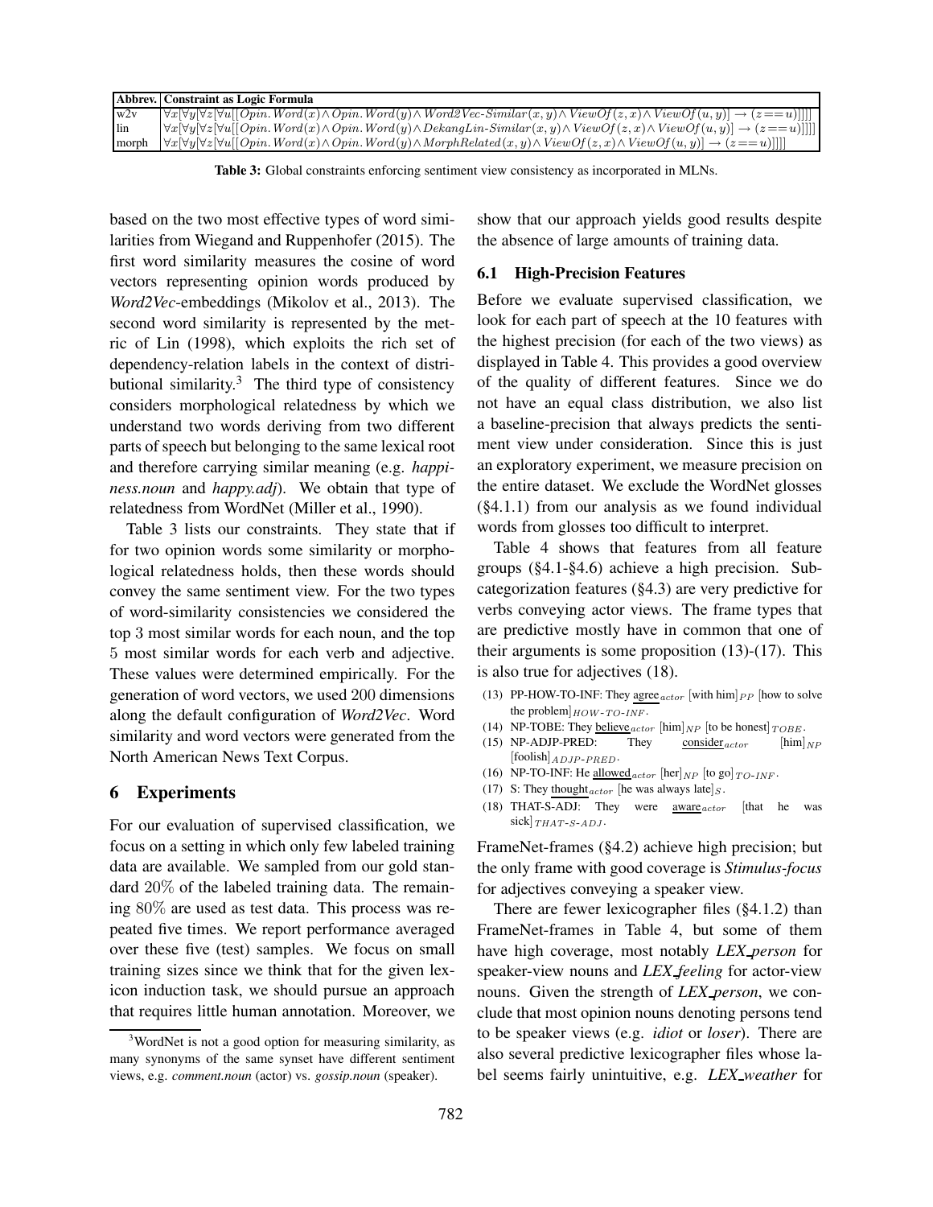| Abbrev. | Constraint as Logic Formula |
|---|---|
| w2v | $\forall x[\forall y[\forall z[\forall u[[Opin.Word(x) \wedge Opin.Word(y) \wedge Word2Vec\text{-}Similar(x,y) \wedge ViewOf(z,x) \wedge ViewOf(u,y)] \rightarrow (z == u)]]]]$ |
| lin | $\forall x[\forall y[\forall z[\forall u[[Opin.Word(x) \wedge Opin.Word(y) \wedge DekangLin\text{-}Similar(x,y) \wedge ViewOf(z,x) \wedge ViewOf(u,y)] \rightarrow (z == u)]]]]$ |
| morph | $\forall x[\forall y[\forall z[\forall u[[Opin.Word(x) \wedge Opin.Word(y) \wedge MorphRelated(x,y) \wedge ViewOf(z,x) \wedge ViewOf(u,y)] \rightarrow (z == u)]]]]$ |

**Table 3:** Global constraints enforcing sentiment view consistency as incorporated in MLNs.

based on the two most effective types of word similarities from Wiegand and Ruppenhofer (2015). The first word similarity measures the cosine of word vectors representing opinion words produced by *Word2Vec*-embeddings (Mikolov et al., 2013). The second word similarity is represented by the metric of Lin (1998), which exploits the rich set of dependency-relation labels in the context of distributional similarity.[3] The third type of consistency considers morphological relatedness by which we understand two words deriving from two different parts of speech but belonging to the same lexical root and therefore carrying similar meaning (e.g. *happiness.noun* and *happy.adj*). We obtain that type of relatedness from WordNet (Miller et al., 1990).

Table 3 lists our constraints. They state that if for two opinion words some similarity or morphological relatedness holds, then these words should convey the same sentiment view. For the two types of word-similarity consistencies we considered the top 3 most similar words for each noun, and the top 5 most similar words for each verb and adjective. These values were determined empirically. For the generation of word vectors, we used 200 dimensions along the default configuration of *Word2Vec*. Word similarity and word vectors were generated from the North American News Text Corpus.

## 6 Experiments

For our evaluation of supervised classification, we focus on a setting in which only few labeled training data are available. We sampled from our gold standard 20% of the labeled training data. The remaining 80% are used as test data. This process was repeated five times. We report performance averaged over these five (test) samples. We focus on small training sizes since we think that for the given lexicon induction task, we should pursue an approach that requires little human annotation. Moreover, we show that our approach yields good results despite the absence of large amounts of training data.

### 6.1 High-Precision Features

Before we evaluate supervised classification, we look for each part of speech at the 10 features with the highest precision (for each of the two views) as displayed in Table 4. This provides a good overview of the quality of different features. Since we do not have an equal class distribution, we also list a baseline-precision that always predicts the sentiment view under consideration. Since this is just an exploratory experiment, we measure precision on the entire dataset. We exclude the WordNet glosses (§4.1.1) from our analysis as we found individual words from glosses too difficult to interpret.

Table 4 shows that features from all feature groups (§4.1-§4.6) achieve a high precision. Subcategorization features (§4.3) are very predictive for verbs conveying actor views. The frame types that are predictive mostly have in common that one of their arguments is some proposition (13)-(17). This is also true for adjectives (18).

(13) PP-HOW-TO-INF: They agree$_{actor}$ [with him]$_{PP}$ [how to solve the problem]$_{HOW\text{-}TO\text{-}INF}$.

(14) NP-TOBE: They believe$_{actor}$ [him]$_{NP}$ [to be honest]$_{TOBE}$.

(15) NP-ADJP-PRED: They consider$_{actor}$ [him]$_{NP}$ [foolish]$_{ADJP\text{-}PRED}$.

(16) NP-TO-INF: He allowed$_{actor}$ [her]$_{NP}$ [to go]$_{TO\text{-}INF}$.

(17) S: They thought$_{actor}$ [he was always late]$_{S}$.

(18) THAT-S-ADJ: They were aware$_{actor}$ [that he was sick]$_{THAT\text{-}S\text{-}ADJ}$.

FrameNet-frames (§4.2) achieve high precision; but the only frame with good coverage is *Stimulus-focus* for adjectives conveying a speaker view.

There are fewer lexicographer files (§4.1.2) than FrameNet-frames in Table 4, but some of them have high coverage, most notably *LEX_person* for speaker-view nouns and *LEX_feeling* for actor-view nouns. Given the strength of *LEX_person*, we conclude that most opinion nouns denoting persons tend to be speaker views (e.g. *idiot* or *loser*). There are also several predictive lexicographer files whose label seems fairly unintuitive, e.g. *LEX_weather* for

[3] WordNet is not a good option for measuring similarity, as many synonyms of the same synset have different sentiment views, e.g. *comment.noun* (actor) vs. *gossip.noun* (speaker).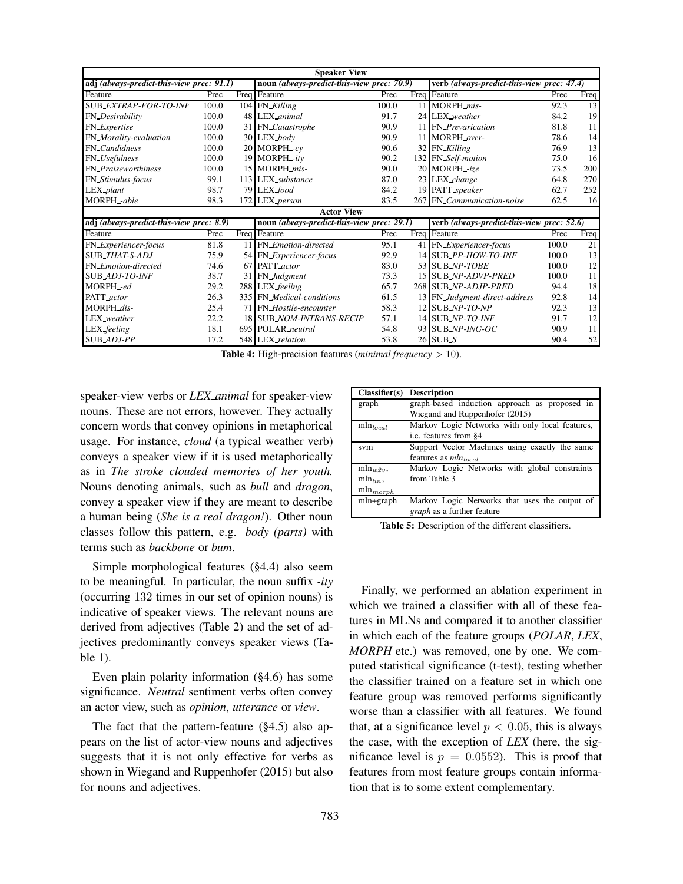| **Speaker View** | | | | | | | | |
|---|---|---|---|---|---|---|---|---|
| **adj** *(always-predict-this-view prec: 91.1)* | | | **noun** *(always-predict-this-view prec: 70.9)* | | | **verb** *(always-predict-this-view prec: 47.4)* | | |
| Feature | Prec | Freq | Feature | Prec | Freq | Feature | Prec | Freq |
| SUB_*EXTRAP-FOR-TO-INF* | 100.0 | 104 | FN_*Killing* | 100.0 | 11 | MORPH_*mis-* | 92.3 | 13 |
| FN_*Desirability* | 100.0 | 48 | LEX_*animal* | 91.7 | 24 | LEX_*weather* | 84.2 | 19 |
| FN_*Expertise* | 100.0 | 31 | FN_*Catastrophe* | 90.9 | 11 | FN_*Prevarication* | 81.8 | 11 |
| FN_*Morality-evaluation* | 100.0 | 30 | LEX_*body* | 90.9 | 11 | MORPH_*over-* | 78.6 | 14 |
| FN_*Candidness* | 100.0 | 20 | MORPH_*-cy* | 90.6 | 32 | FN_*Killing* | 76.9 | 13 |
| FN_*Usefulness* | 100.0 | 19 | MORPH_*-ity* | 90.2 | 132 | FN_*Self-motion* | 75.0 | 16 |
| FN_*Praiseworthiness* | 100.0 | 15 | MORPH_*mis-* | 90.0 | 20 | MORPH_*-ize* | 73.5 | 200 |
| FN_*Stimulus-focus* | 99.1 | 113 | LEX_*substance* | 87.0 | 23 | LEX_*change* | 64.8 | 270 |
| LEX_*plant* | 98.7 | 79 | LEX_*food* | 84.2 | 19 | PATT_*speaker* | 62.7 | 252 |
| MORPH_*-able* | 98.3 | 172 | LEX_*person* | 83.5 | 267 | FN_*Communication-noise* | 62.5 | 16 |
| **Actor View** | | | | | | | | |
| **adj** *(always-predict-this-view prec: 8.9)* | | | **noun** *(always-predict-this-view prec: 29.1)* | | | **verb** *(always-predict-this-view prec: 52.6)* | | |
| Feature | Prec | Freq | Feature | Prec | Freq | Feature | Prec | Freq |
| FN_*Experiencer-focus* | 81.8 | 11 | FN_*Emotion-directed* | 95.1 | 41 | FN_*Experiencer-focus* | 100.0 | 21 |
| SUB_*THAT-S-ADJ* | 75.9 | 54 | FN_*Experiencer-focus* | 92.9 | 14 | SUB_*PP-HOW-TO-INF* | 100.0 | 13 |
| FN_*Emotion-directed* | 74.6 | 67 | PATT_*actor* | 83.0 | 53 | SUB_*NP-TOBE* | 100.0 | 12 |
| SUB_*ADJ-TO-INF* | 38.7 | 31 | FN_*Judgment* | 73.3 | 15 | SUB_*NP-ADVP-PRED* | 100.0 | 11 |
| MORPH_*-ed* | 29.2 | 288 | LEX_*feeling* | 65.7 | 268 | SUB_*NP-ADJP-PRED* | 94.4 | 18 |
| PATT_*actor* | 26.3 | 335 | FN_*Medical-conditions* | 61.5 | 13 | FN_*Judgment-direct-address* | 92.8 | 14 |
| MORPH_*dis-* | 25.4 | 71 | FN_*Hostile-encounter* | 58.3 | 12 | SUB_*NP-TO-NP* | 92.3 | 13 |
| LEX_*weather* | 22.2 | 18 | SUB_*NOM-INTRANS-RECIP* | 57.1 | 14 | SUB_*NP-TO-INF* | 91.7 | 12 |
| LEX_*feeling* | 18.1 | 695 | POLAR_*neutral* | 54.8 | 93 | SUB_*NP-ING-OC* | 90.9 | 11 |
| SUB_*ADJ-PP* | 17.2 | 548 | LEX_*relation* | 53.8 | 26 | SUB_*S* | 90.4 | 52 |

**Table 4:** High-precision features (*minimal frequency* $> 10$).

speaker-view verbs or *LEX_animal* for speaker-view nouns. These are not errors, however. They actually concern words that convey opinions in metaphorical usage. For instance, *cloud* (a typical weather verb) conveys a speaker view if it is used metaphorically as in *The stroke clouded memories of her youth.* Nouns denoting animals, such as *bull* and *dragon*, convey a speaker view if they are meant to describe a human being (*She is a real dragon!*). Other noun classes follow this pattern, e.g. *body (parts)* with terms such as *backbone* or *bum*.

Simple morphological features (§4.4) also seem to be meaningful. In particular, the noun suffix *-ity* (occurring 132 times in our set of opinion nouns) is indicative of speaker views. The relevant nouns are derived from adjectives (Table 2) and the set of adjectives predominantly conveys speaker views (Table 1).

Even plain polarity information (§4.6) has some significance. *Neutral* sentiment verbs often convey an actor view, such as *opinion*, *utterance* or *view*.

The fact that the pattern-feature (§4.5) also appears on the list of actor-view nouns and adjectives suggests that it is not only effective for verbs as shown in Wiegand and Ruppenhofer (2015) but also for nouns and adjectives.

| **Classifier(s)** | **Description** |
|---|---|
| graph | graph-based induction approach as proposed in Wiegand and Ruppenhofer (2015) |
| $\text{mln}_{local}$ | Markov Logic Networks with only local features, i.e. features from §4 |
| svm | Support Vector Machines using exactly the same features as $\textit{mln}_{local}$ |
| $\text{mln}_{w2v}$, $\text{mln}_{lin}$, $\text{mln}_{morph}$ | Markov Logic Networks with global constraints from Table 3 |
| mln+graph | Markov Logic Networks that uses the output of *graph* as a further feature |

**Table 5:** Description of the different classifiers.

Finally, we performed an ablation experiment in which we trained a classifier with all of these features in MLNs and compared it to another classifier in which each of the feature groups (*POLAR*, *LEX*, *MORPH* etc.) was removed, one by one. We computed statistical significance (t-test), testing whether the classifier trained on a feature set in which one feature group was removed performs significantly worse than a classifier with all features. We found that, at a significance level $p < 0.05$, this is always the case, with the exception of *LEX* (here, the significance level is $p = 0.0552$). This is proof that features from most feature groups contain information that is to some extent complementary.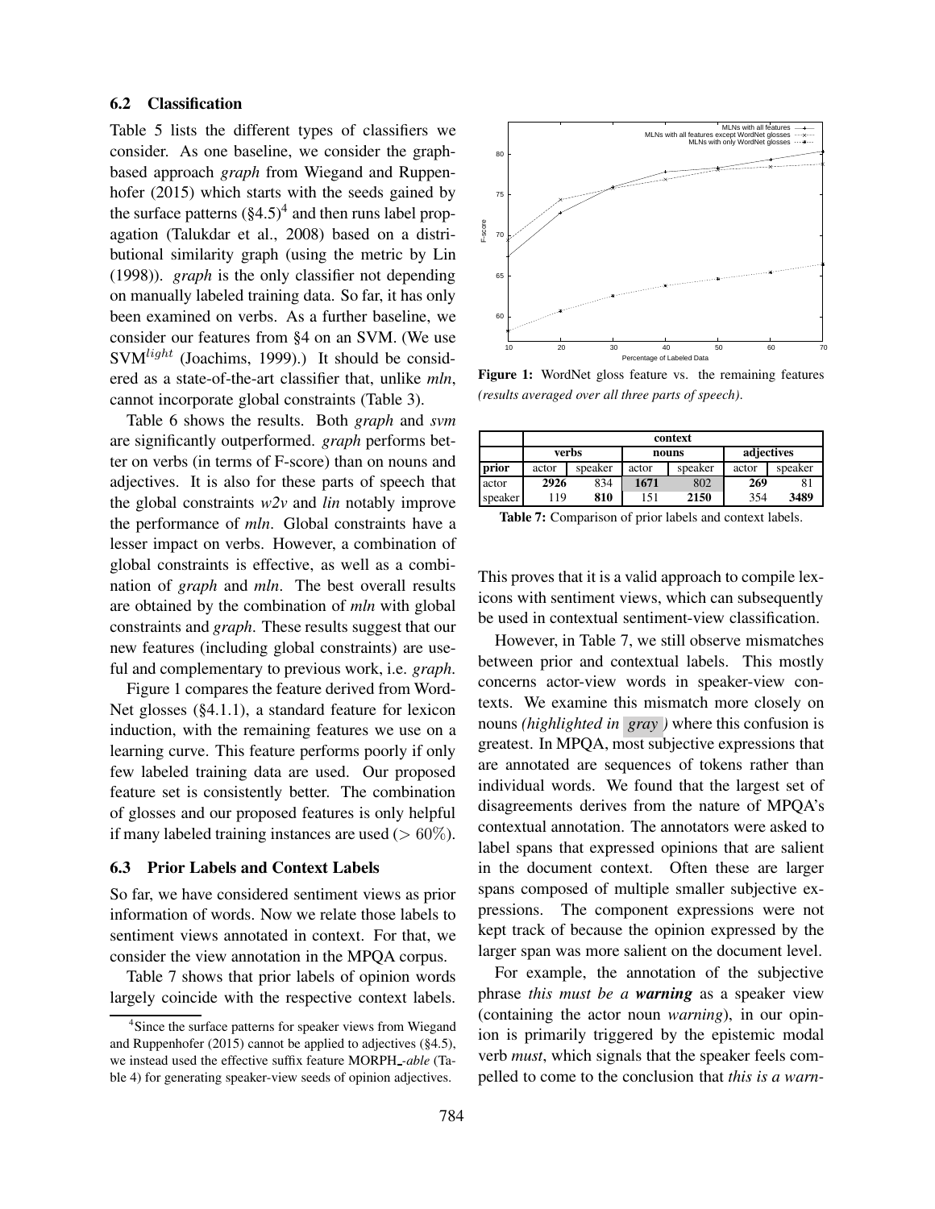### 6.2 Classification

Table 5 lists the different types of classifiers we consider. As one baseline, we consider the graph-based approach *graph* from Wiegand and Ruppenhofer (2015) which starts with the seeds gained by the surface patterns (§4.5)[4] and then runs label propagation (Talukdar et al., 2008) based on a distributional similarity graph (using the metric by Lin (1998)). *graph* is the only classifier not depending on manually labeled training data. So far, it has only been examined on verbs. As a further baseline, we consider our features from §4 on an SVM. (We use SVM$^{light}$ (Joachims, 1999).) It should be considered as a state-of-the-art classifier that, unlike *mln*, cannot incorporate global constraints (Table 3).

Table 6 shows the results. Both *graph* and *svm* are significantly outperformed. *graph* performs better on verbs (in terms of F-score) than on nouns and adjectives. It is also for these parts of speech that the global constraints *w2v* and *lin* notably improve the performance of *mln*. Global constraints have a lesser impact on verbs. However, a combination of global constraints is effective, as well as a combination of *graph* and *mln*. The best overall results are obtained by the combination of *mln* with global constraints and *graph*. These results suggest that our new features (including global constraints) are useful and complementary to previous work, i.e. *graph*.

Figure 1 compares the feature derived from WordNet glosses (§4.1.1), a standard feature for lexicon induction, with the remaining features we use on a learning curve. This feature performs poorly if only few labeled training data are used. Our proposed feature set is consistently better. The combination of glosses and our proposed features is only helpful if many labeled training instances are used ($> 60\%$).

### 6.3 Prior Labels and Context Labels

So far, we have considered sentiment views as prior information of words. Now we relate those labels to sentiment views annotated in context. For that, we consider the view annotation in the MPQA corpus.

Table 7 shows that prior labels of opinion words largely coincide with the respective context labels.

[4] Since the surface patterns for speaker views from Wiegand and Ruppenhofer (2015) cannot be applied to adjectives (§4.5), we instead used the effective suffix feature MORPH_-*able* (Table 4) for generating speaker-view seeds of opinion adjectives.

**Figure 1:** WordNet gloss feature vs. the remaining features *(results averaged over all three parts of speech).*

| | context | | | | | |
|---|---|---|---|---|---|---|
| | verbs | | nouns | | adjectives | |
| **prior** | actor | speaker | actor | speaker | actor | speaker |
| actor | **2926** | 834 | **1671** | 802 | **269** | 81 |
| speaker | 119 | **810** | 151 | **2150** | 354 | **3489** |

**Table 7:** Comparison of prior labels and context labels.

This proves that it is a valid approach to compile lexicons with sentiment views, which can subsequently be used in contextual sentiment-view classification.

However, in Table 7, we still observe mismatches between prior and contextual labels. This mostly concerns actor-view words in speaker-view contexts. We examine this mismatch more closely on nouns *(highlighted in gray)* where this confusion is greatest. In MPQA, most subjective expressions that are annotated are sequences of tokens rather than individual words. We found that the largest set of disagreements derives from the nature of MPQA's contextual annotation. The annotators were asked to label spans that expressed opinions that are salient in the document context. Often these are larger spans composed of multiple smaller subjective expressions. The component expressions were not kept track of because the opinion expressed by the larger span was more salient on the document level.

For example, the annotation of the subjective phrase *this must be a* ***warning*** as a speaker view (containing the actor noun *warning*), in our opinion is primarily triggered by the epistemic modal verb *must*, which signals that the speaker feels compelled to come to the conclusion that *this is a warn-*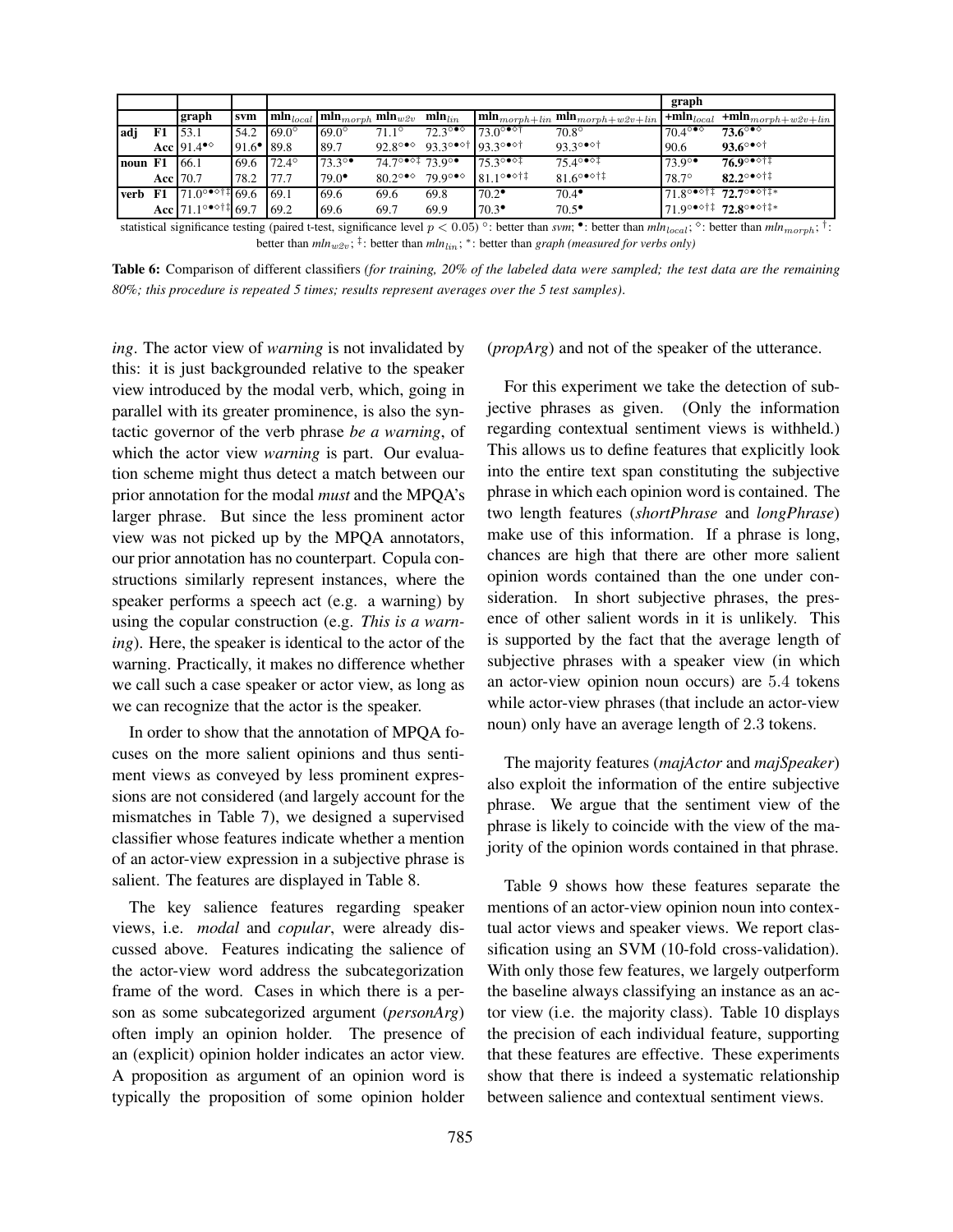| | | graph | svm | $\mathbf{mln}_{local}$ | $\mathbf{mln}_{morph}$ | $\mathbf{mln}_{w2v}$ | $\mathbf{mln}_{lin}$ | $\mathbf{mln}_{morph+lin}$ | $\mathbf{mln}_{morph+w2v+lin}$ | graph $+\mathbf{mln}_{local}$ | graph $+\mathbf{mln}_{morph+w2v+lin}$ |
|---|---|---|---|---|---|---|---|---|---|---|---|
| **adj** | **F1** | 53.1 | 54.2 | $69.0^{\circ}$ | $69.0^{\circ}$ | $71.1^{\circ}$ | $72.3^{\circ\bullet\diamond}$ | $73.0^{\circ\bullet\diamond\dagger}$ | $70.8^{\circ}$ | $70.4^{\circ\bullet\diamond}$ | $\mathbf{73.6}^{\circ\bullet\diamond}$ |
| | **Acc** | $91.4^{\bullet\diamond}$ | $91.6^{\bullet}$ | 89.8 | 89.7 | $92.8^{\circ\bullet\diamond}$ | $93.3^{\circ\bullet\diamond\dagger}$ | $93.3^{\circ\bullet\diamond\dagger}$ | $93.3^{\circ\bullet\diamond\dagger}$ | 90.6 | $\mathbf{93.6}^{\circ\bullet\diamond\dagger}$ |
| **noun** | **F1** | 66.1 | 69.6 | $72.4^{\circ}$ | $73.3^{\circ\bullet}$ | $74.7^{\circ\bullet\diamond\ddagger}$ | $73.9^{\circ\bullet}$ | $75.3^{\circ\bullet\diamond\ddagger}$ | $75.4^{\circ\bullet\diamond\ddagger}$ | $73.9^{\circ\bullet}$ | $\mathbf{76.9}^{\circ\bullet\diamond\dagger\ddagger}$ |
| | **Acc** | 70.7 | 78.2 | 77.7 | $79.0^{\bullet}$ | $80.2^{\circ\bullet\diamond}$ | $79.9^{\circ\bullet\diamond}$ | $81.1^{\circ\bullet\diamond\dagger\ddagger}$ | $81.6^{\circ\bullet\diamond\dagger\ddagger}$ | $78.7^{\circ}$ | $\mathbf{82.2}^{\circ\bullet\diamond\dagger\ddagger}$ |
| **verb** | **F1** | $71.0^{\circ\bullet\diamond\dagger\ddagger}$ | 69.6 | 69.1 | 69.6 | 69.6 | 69.8 | $70.2^{\bullet}$ | $70.4^{\bullet}$ | $71.8^{\circ\bullet\diamond\dagger\ddagger}$ | $\mathbf{72.7}^{\circ\bullet\diamond\dagger\ddagger*}$ |
| | **Acc** | $71.1^{\circ\bullet\diamond\dagger\ddagger}$ | 69.7 | 69.2 | 69.6 | 69.7 | 69.9 | $70.3^{\bullet}$ | $70.5^{\bullet}$ | $71.9^{\circ\bullet\diamond\dagger\ddagger}$ | $\mathbf{72.8}^{\circ\bullet\diamond\dagger\ddagger*}$ |

statistical significance testing (paired t-test, significance level $p < 0.05$) $^{\circ}$: better than *svm*; $^{\bullet}$: better than *mln*$_{local}$; $^{\diamond}$: better than *mln*$_{morph}$; $^{\dagger}$: better than *mln*$_{w2v}$; $^{\ddagger}$: better than *mln*$_{lin}$; $^{*}$: better than *graph (measured for verbs only)*

**Table 6:** Comparison of different classifiers *(for training, 20% of the labeled data were sampled; the test data are the remaining 80%; this procedure is repeated 5 times; results represent averages over the 5 test samples).*

*ing*. The actor view of *warning* is not invalidated by this: it is just backgrounded relative to the speaker view introduced by the modal verb, which, going in parallel with its greater prominence, is also the syntactic governor of the verb phrase *be a warning*, of which the actor view *warning* is part. Our evaluation scheme might thus detect a match between our prior annotation for the modal *must* and the MPQA's larger phrase. But since the less prominent actor view was not picked up by the MPQA annotators, our prior annotation has no counterpart. Copula constructions similarly represent instances, where the speaker performs a speech act (e.g. a warning) by using the copular construction (e.g. *This is a warning*). Here, the speaker is identical to the actor of the warning. Practically, it makes no difference whether we call such a case speaker or actor view, as long as we can recognize that the actor is the speaker.

In order to show that the annotation of MPQA focuses on the more salient opinions and thus sentiment views as conveyed by less prominent expressions are not considered (and largely account for the mismatches in Table 7), we designed a supervised classifier whose features indicate whether a mention of an actor-view expression in a subjective phrase is salient. The features are displayed in Table 8.

The key salience features regarding speaker views, i.e. *modal* and *copular*, were already discussed above. Features indicating the salience of the actor-view word address the subcategorization frame of the word. Cases in which there is a person as some subcategorized argument (*personArg*) often imply an opinion holder. The presence of an (explicit) opinion holder indicates an actor view. A proposition as argument of an opinion word is typically the proposition of some opinion holder (*propArg*) and not of the speaker of the utterance.

For this experiment we take the detection of subjective phrases as given. (Only the information regarding contextual sentiment views is withheld.) This allows us to define features that explicitly look into the entire text span constituting the subjective phrase in which each opinion word is contained. The two length features (*shortPhrase* and *longPhrase*) make use of this information. If a phrase is long, chances are high that there are other more salient opinion words contained than the one under consideration. In short subjective phrases, the presence of other salient words in it is unlikely. This is supported by the fact that the average length of subjective phrases with a speaker view (in which an actor-view opinion noun occurs) are 5.4 tokens while actor-view phrases (that include an actor-view noun) only have an average length of 2.3 tokens.

The majority features (*majActor* and *majSpeaker*) also exploit the information of the entire subjective phrase. We argue that the sentiment view of the phrase is likely to coincide with the view of the majority of the opinion words contained in that phrase.

Table 9 shows how these features separate the mentions of an actor-view opinion noun into contextual actor views and speaker views. We report classification using an SVM (10-fold cross-validation). With only those few features, we largely outperform the baseline always classifying an instance as an actor view (i.e. the majority class). Table 10 displays the precision of each individual feature, supporting that these features are effective. These experiments show that there is indeed a systematic relationship between salience and contextual sentiment views.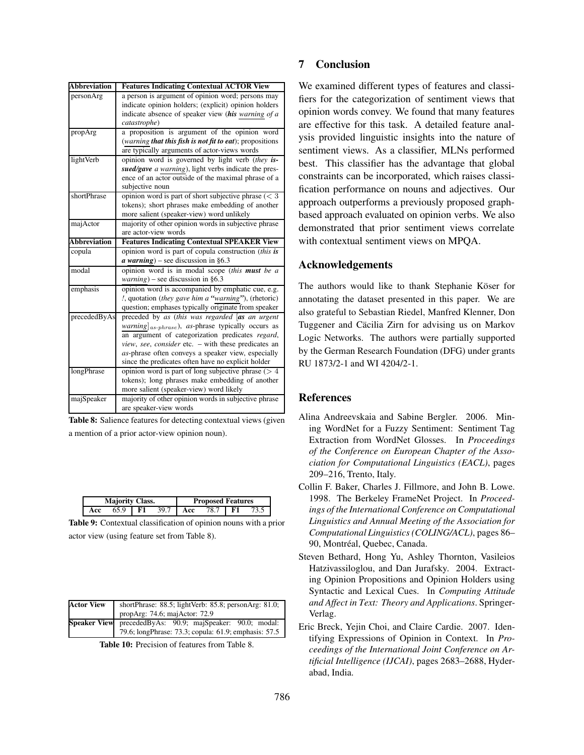| Abbreviation | Features Indicating Contextual ACTOR View |
|---|---|
| personArg | a person is argument of opinion word; persons may indicate opinion holders; (explicit) opinion holders indicate absence of speaker view (***his*** *warning of a catastrophe*) |
| propArg | a proposition is argument of the opinion word (*warning* ***that this fish is not fit to eat***); propositions are typically arguments of actor-views words |
| lightVerb | opinion word is governed by light verb (*they* ***issued/gave*** *a warning*), light verbs indicate the presence of an actor outside of the maximal phrase of a subjective noun |
| shortPhrase | opinion word is part of short subjective phrase ($<3$ tokens); short phrases make embedding of another more salient (speaker-view) word unlikely |
| majActor | majority of other opinion words in subjective phrase are actor-view words |
| **Abbreviation** | **Features Indicating Contextual SPEAKER View** |
| copula | opinion word is part of copula construction (*this* ***is a warning***) – see discussion in §6.3 |
| modal | opinion word is in modal scope (*this* ***must*** *be a warning*) – see discussion in §6.3 |
| emphasis | opinion word is accompanied by emphatic cue, e.g. *!*, quotation (*they gave him a* **"***warning***"**), (rhetoric) question; emphases typically originate from speaker |
| precededByAs | preceded by *as* (*this was regarded [****as*** *an urgent warning*$]_{as\text{-}phrase}$), *as*-phrase typically occurs as an argument of categorization predicates *regard*, *view*, *see*, *consider* etc. – with these predicates an *as*-phrase often conveys a speaker view, especially since the predicates often have no explicit holder |
| longPhrase | opinion word is part of long subjective phrase ($>4$ tokens); long phrases make embedding of another more salient (speaker-view) word likely |
| majSpeaker | majority of other opinion words in subjective phrase are speaker-view words |

**Table 8:** Salience features for detecting contextual views (given a mention of a prior actor-view opinion noun).

| Majority Class. | | | | Proposed Features | | | |
|---|---|---|---|---|---|---|---|
| **Acc** | 65.9 | **F1** | 39.7 | **Acc** | 78.7 | **F1** | 73.5 |

**Table 9:** Contextual classification of opinion nouns with a prior actor view (using feature set from Table 8).

| | |
|---|---|
| **Actor View** | shortPhrase: 88.5; lightVerb: 85.8; personArg: 81.0; propArg: 74.6; majActor: 72.9 |
| **Speaker View** | precededByAs: 90.9; majSpeaker: 90.0; modal: 79.6; longPhrase: 73.3; copula: 61.9; emphasis: 57.5 |

**Table 10:** Precision of features from Table 8.

## 7 Conclusion

We examined different types of features and classifiers for the categorization of sentiment views that opinion words convey. We found that many features are effective for this task. A detailed feature analysis provided linguistic insights into the nature of sentiment views. As a classifier, MLNs performed best. This classifier has the advantage that global constraints can be incorporated, which raises classification performance on nouns and adjectives. Our approach outperforms a previously proposed graph-based approach evaluated on opinion verbs. We also demonstrated that prior sentiment views correlate with contextual sentiment views on MPQA.

## Acknowledgements

The authors would like to thank Stephanie Köser for annotating the dataset presented in this paper. We are also grateful to Sebastian Riedel, Manfred Klenner, Don Tuggener and Cäcilia Zirn for advising us on Markov Logic Networks. The authors were partially supported by the German Research Foundation (DFG) under grants RU 1873/2-1 and WI 4204/2-1.

## References

Alina Andreevskaia and Sabine Bergler. 2006. Mining WordNet for a Fuzzy Sentiment: Sentiment Tag Extraction from WordNet Glosses. In *Proceedings of the Conference on European Chapter of the Association for Computational Linguistics (EACL)*, pages 209–216, Trento, Italy.

Collin F. Baker, Charles J. Fillmore, and John B. Lowe. 1998. The Berkeley FrameNet Project. In *Proceedings of the International Conference on Computational Linguistics and Annual Meeting of the Association for Computational Linguistics (COLING/ACL)*, pages 86–90, Montréal, Quebec, Canada.

Steven Bethard, Hong Yu, Ashley Thornton, Vasileios Hatzivassiloglou, and Dan Jurafsky. 2004. Extracting Opinion Propositions and Opinion Holders using Syntactic and Lexical Cues. In *Computing Attitude and Affect in Text: Theory and Applications*. Springer-Verlag.

Eric Breck, Yejin Choi, and Claire Cardie. 2007. Identifying Expressions of Opinion in Context. In *Proceedings of the International Joint Conference on Artificial Intelligence (IJCAI)*, pages 2683–2688, Hyderabad, India.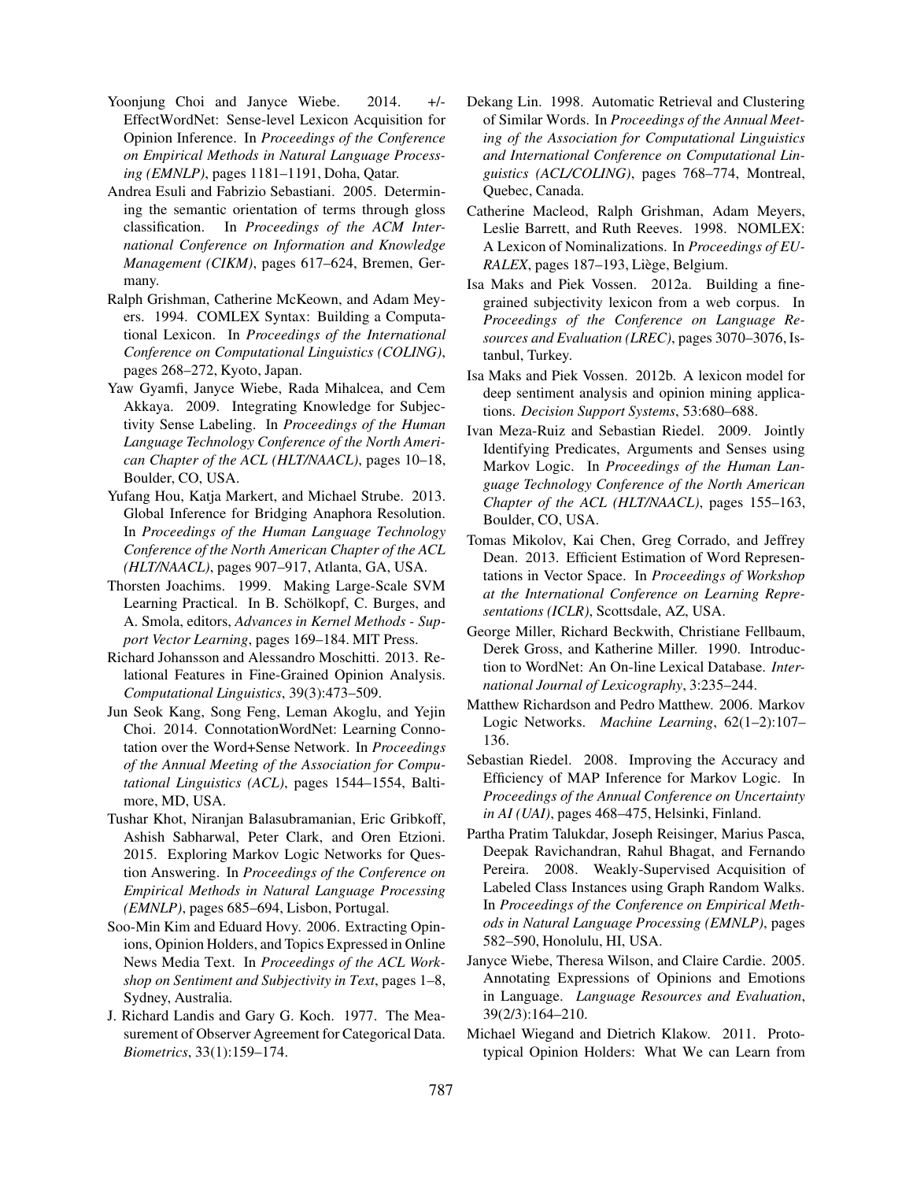Yoonjung Choi and Janyce Wiebe. 2014. +/- EffectWordNet: Sense-level Lexicon Acquisition for Opinion Inference. In *Proceedings of the Conference on Empirical Methods in Natural Language Processing (EMNLP)*, pages 1181–1191, Doha, Qatar.

Andrea Esuli and Fabrizio Sebastiani. 2005. Determining the semantic orientation of terms through gloss classification. In *Proceedings of the ACM International Conference on Information and Knowledge Management (CIKM)*, pages 617–624, Bremen, Germany.

Ralph Grishman, Catherine McKeown, and Adam Meyers. 1994. COMLEX Syntax: Building a Computational Lexicon. In *Proceedings of the International Conference on Computational Linguistics (COLING)*, pages 268–272, Kyoto, Japan.

Yaw Gyamfi, Janyce Wiebe, Rada Mihalcea, and Cem Akkaya. 2009. Integrating Knowledge for Subjectivity Sense Labeling. In *Proceedings of the Human Language Technology Conference of the North American Chapter of the ACL (HLT/NAACL)*, pages 10–18, Boulder, CO, USA.

Yufang Hou, Katja Markert, and Michael Strube. 2013. Global Inference for Bridging Anaphora Resolution. In *Proceedings of the Human Language Technology Conference of the North American Chapter of the ACL (HLT/NAACL)*, pages 907–917, Atlanta, GA, USA.

Thorsten Joachims. 1999. Making Large-Scale SVM Learning Practical. In B. Schölkopf, C. Burges, and A. Smola, editors, *Advances in Kernel Methods - Support Vector Learning*, pages 169–184. MIT Press.

Richard Johansson and Alessandro Moschitti. 2013. Relational Features in Fine-Grained Opinion Analysis. *Computational Linguistics*, 39(3):473–509.

Jun Seok Kang, Song Feng, Leman Akoglu, and Yejin Choi. 2014. ConnotationWordNet: Learning Connotation over the Word+Sense Network. In *Proceedings of the Annual Meeting of the Association for Computational Linguistics (ACL)*, pages 1544–1554, Baltimore, MD, USA.

Tushar Khot, Niranjan Balasubramanian, Eric Gribkoff, Ashish Sabharwal, Peter Clark, and Oren Etzioni. 2015. Exploring Markov Logic Networks for Question Answering. In *Proceedings of the Conference on Empirical Methods in Natural Language Processing (EMNLP)*, pages 685–694, Lisbon, Portugal.

Soo-Min Kim and Eduard Hovy. 2006. Extracting Opinions, Opinion Holders, and Topics Expressed in Online News Media Text. In *Proceedings of the ACL Workshop on Sentiment and Subjectivity in Text*, pages 1–8, Sydney, Australia.

J. Richard Landis and Gary G. Koch. 1977. The Measurement of Observer Agreement for Categorical Data. *Biometrics*, 33(1):159–174.

Dekang Lin. 1998. Automatic Retrieval and Clustering of Similar Words. In *Proceedings of the Annual Meeting of the Association for Computational Linguistics and International Conference on Computational Linguistics (ACL/COLING)*, pages 768–774, Montreal, Quebec, Canada.

Catherine Macleod, Ralph Grishman, Adam Meyers, Leslie Barrett, and Ruth Reeves. 1998. NOMLEX: A Lexicon of Nominalizations. In *Proceedings of EURALEX*, pages 187–193, Liège, Belgium.

Isa Maks and Piek Vossen. 2012a. Building a fine-grained subjectivity lexicon from a web corpus. In *Proceedings of the Conference on Language Resources and Evaluation (LREC)*, pages 3070–3076, Istanbul, Turkey.

Isa Maks and Piek Vossen. 2012b. A lexicon model for deep sentiment analysis and opinion mining applications. *Decision Support Systems*, 53:680–688.

Ivan Meza-Ruiz and Sebastian Riedel. 2009. Jointly Identifying Predicates, Arguments and Senses using Markov Logic. In *Proceedings of the Human Language Technology Conference of the North American Chapter of the ACL (HLT/NAACL)*, pages 155–163, Boulder, CO, USA.

Tomas Mikolov, Kai Chen, Greg Corrado, and Jeffrey Dean. 2013. Efficient Estimation of Word Representations in Vector Space. In *Proceedings of Workshop at the International Conference on Learning Representations (ICLR)*, Scottsdale, AZ, USA.

George Miller, Richard Beckwith, Christiane Fellbaum, Derek Gross, and Katherine Miller. 1990. Introduction to WordNet: An On-line Lexical Database. *International Journal of Lexicography*, 3:235–244.

Matthew Richardson and Pedro Matthew. 2006. Markov Logic Networks. *Machine Learning*, 62(1–2):107–136.

Sebastian Riedel. 2008. Improving the Accuracy and Efficiency of MAP Inference for Markov Logic. In *Proceedings of the Annual Conference on Uncertainty in AI (UAI)*, pages 468–475, Helsinki, Finland.

Partha Pratim Talukdar, Joseph Reisinger, Marius Pasca, Deepak Ravichandran, Rahul Bhagat, and Fernando Pereira. 2008. Weakly-Supervised Acquisition of Labeled Class Instances using Graph Random Walks. In *Proceedings of the Conference on Empirical Methods in Natural Language Processing (EMNLP)*, pages 582–590, Honolulu, HI, USA.

Janyce Wiebe, Theresa Wilson, and Claire Cardie. 2005. Annotating Expressions of Opinions and Emotions in Language. *Language Resources and Evaluation*, 39(2/3):164–210.

Michael Wiegand and Dietrich Klakow. 2011. Prototypical Opinion Holders: What We can Learn from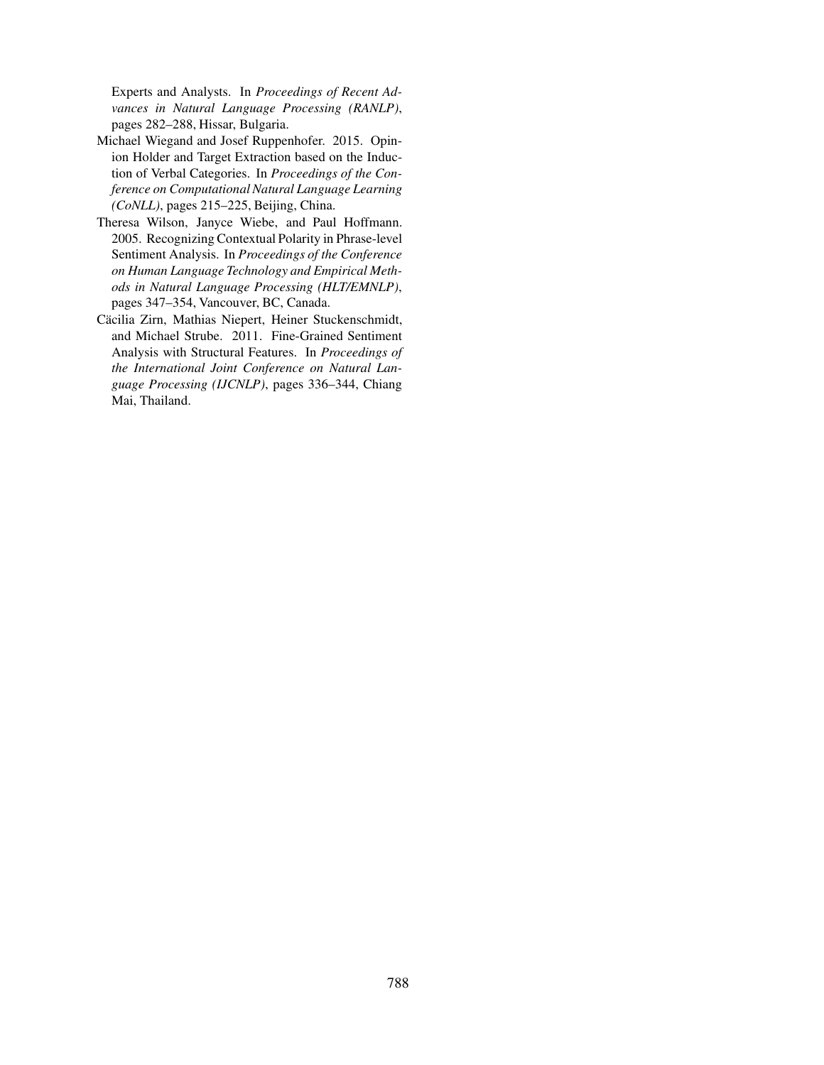Experts and Analysts. In *Proceedings of Recent Advances in Natural Language Processing (RANLP)*, pages 282–288, Hissar, Bulgaria.

Michael Wiegand and Josef Ruppenhofer. 2015. Opinion Holder and Target Extraction based on the Induction of Verbal Categories. In *Proceedings of the Conference on Computational Natural Language Learning (CoNLL)*, pages 215–225, Beijing, China.

Theresa Wilson, Janyce Wiebe, and Paul Hoffmann. 2005. Recognizing Contextual Polarity in Phrase-level Sentiment Analysis. In *Proceedings of the Conference on Human Language Technology and Empirical Methods in Natural Language Processing (HLT/EMNLP)*, pages 347–354, Vancouver, BC, Canada.

Cäcilia Zirn, Mathias Niepert, Heiner Stuckenschmidt, and Michael Strube. 2011. Fine-Grained Sentiment Analysis with Structural Features. In *Proceedings of the International Joint Conference on Natural Language Processing (IJCNLP)*, pages 336–344, Chiang Mai, Thailand.